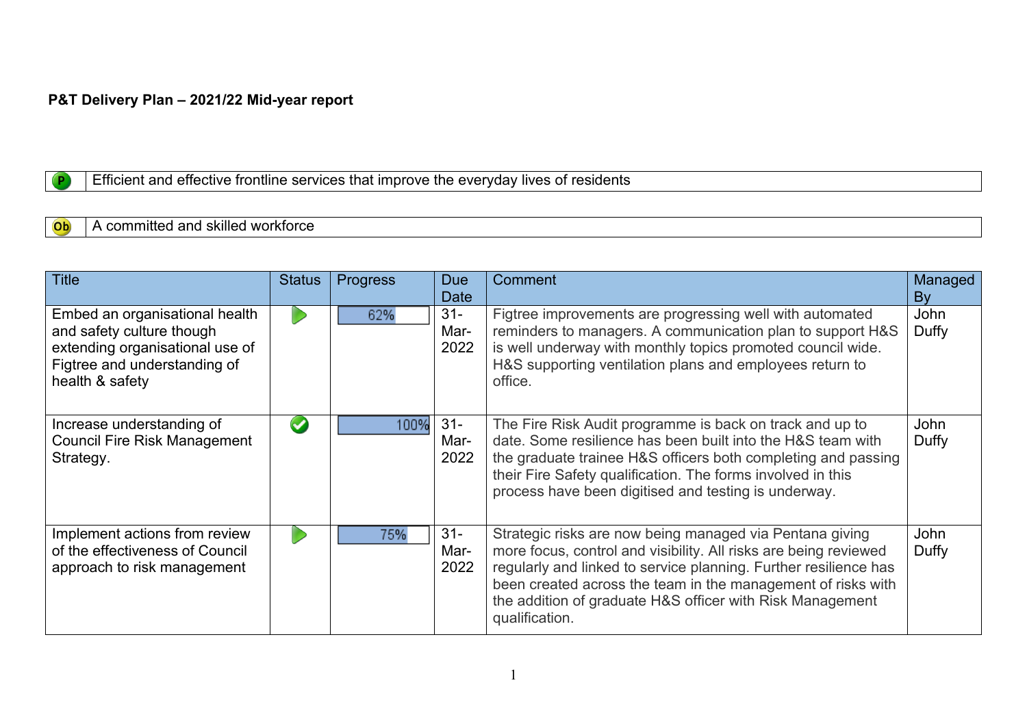**P&T Delivery Plan – 2021/22 Mid-year report**

| P | Efficient and effective frontline services that improve the everyday lives of residents |
|---|---|

| Ob | A committed and skilled workforce |
|---|---|

| Title | Status | Progress | Due Date | Comment | Managed By |
|---|---|---|---|---|---|
| Embed an organisational health and safety culture though extending organisational use of Figtree and understanding of health & safety | | 62% | 31-Mar-2022 | Figtree improvements are progressing well with automated reminders to managers. A communication plan to support H&S is well underway with monthly topics promoted council wide. H&S supporting ventilation plans and employees return to office. | John Duffy |
| Increase understanding of Council Fire Risk Management Strategy. | | 100% | 31-Mar-2022 | The Fire Risk Audit programme is back on track and up to date. Some resilience has been built into the H&S team with the graduate trainee H&S officers both completing and passing their Fire Safety qualification. The forms involved in this process have been digitised and testing is underway. | John Duffy |
| Implement actions from review of the effectiveness of Council approach to risk management | | 75% | 31-Mar-2022 | Strategic risks are now being managed via Pentana giving more focus, control and visibility. All risks are being reviewed regularly and linked to service planning. Further resilience has been created across the team in the management of risks with the addition of graduate H&S officer with Risk Management qualification. | John Duffy |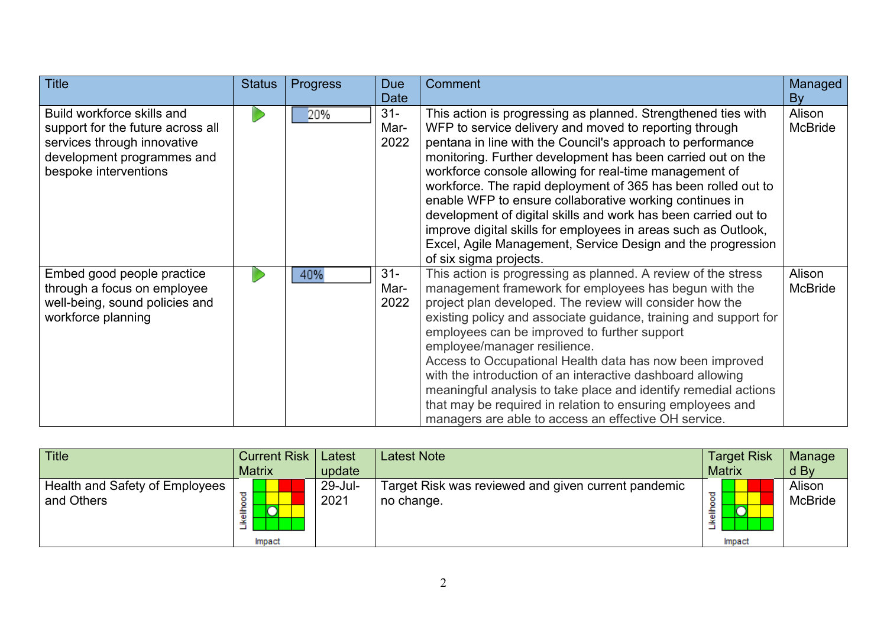| Title | Status | Progress | Due Date | Comment | Managed By |
|---|---|---|---|---|---|
| Build workforce skills and support for the future across all services through innovative development programmes and bespoke interventions | | 20% | 31-Mar-2022 | This action is progressing as planned. Strengthened ties with WFP to service delivery and moved to reporting through pentana in line with the Council's approach to performance monitoring. Further development has been carried out on the workforce console allowing for real-time management of workforce. The rapid deployment of 365 has been rolled out to enable WFP to ensure collaborative working continues in development of digital skills and work has been carried out to improve digital skills for employees in areas such as Outlook, Excel, Agile Management, Service Design and the progression of six sigma projects. | Alison McBride |
| Embed good people practice through a focus on employee well-being, sound policies and workforce planning | | 40% | 31-Mar-2022 | This action is progressing as planned. A review of the stress management framework for employees has begun with the project plan developed. The review will consider how the existing policy and associate guidance, training and support for employees can be improved to further support employee/manager resilience.<br>Access to Occupational Health data has now been improved with the introduction of an interactive dashboard allowing meaningful analysis to take place and identify remedial actions that may be required in relation to ensuring employees and managers are able to access an effective OH service. | Alison McBride |

| Title | Current Risk Matrix | Latest update | Latest Note | Target Risk Matrix | Managed By |
|---|---|---|---|---|---|
| Health and Safety of Employees and Others | Likelihood / Impact | 29-Jul-2021 | Target Risk was reviewed and given current pandemic no change. | Likelihood / Impact | Alison McBride |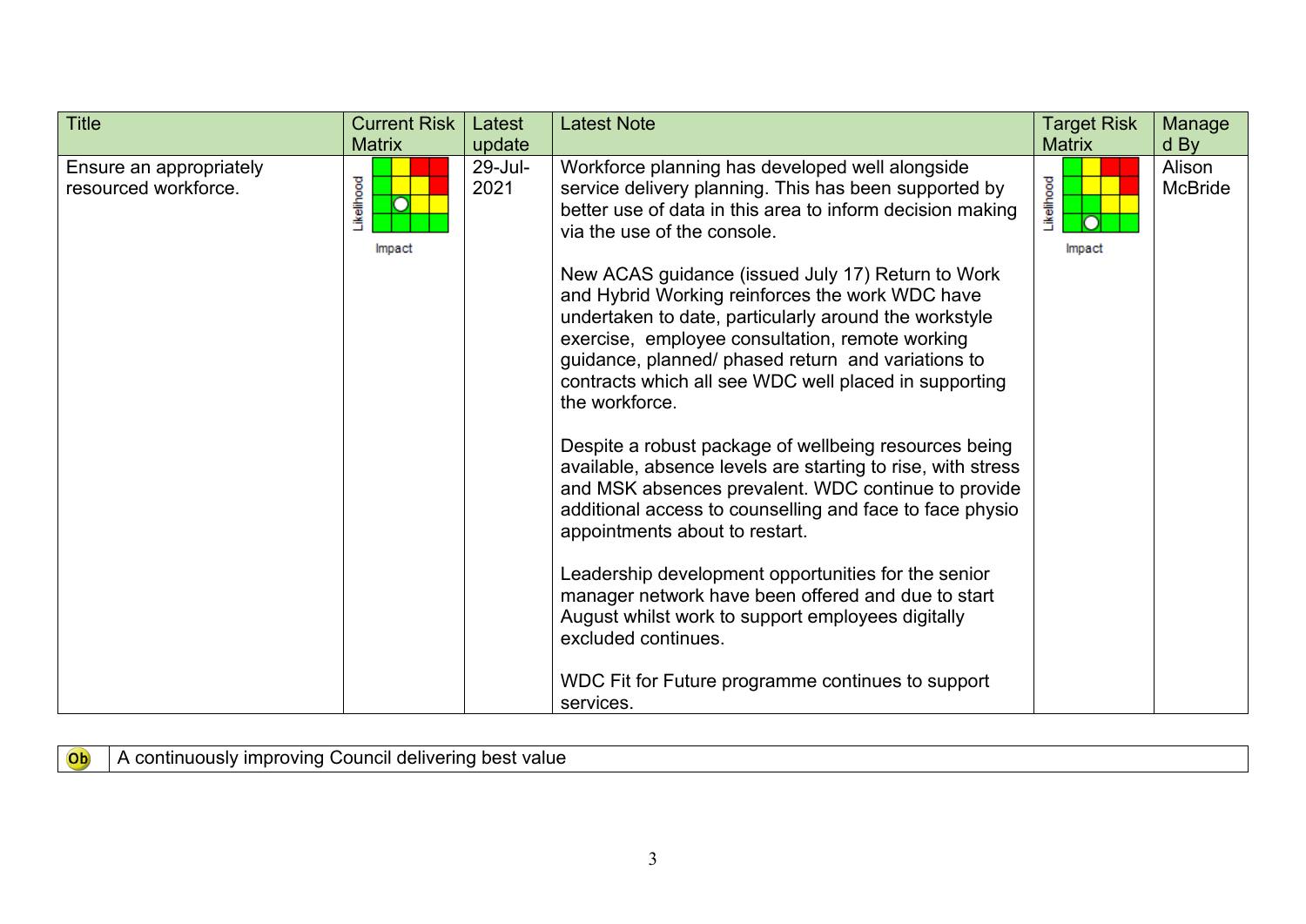| Title | Current Risk Matrix | Latest update | Latest Note | Target Risk Matrix | Managed By |
|---|---|---|---|---|---|
| Ensure an appropriately resourced workforce. | Likelihood / Impact | 29-Jul-2021 | Workforce planning has developed well alongside service delivery planning. This has been supported by better use of data in this area to inform decision making via the use of the console.<br><br>New ACAS guidance (issued July 17) Return to Work and Hybrid Working reinforces the work WDC have undertaken to date, particularly around the workstyle exercise, employee consultation, remote working guidance, planned/ phased return and variations to contracts which all see WDC well placed in supporting the workforce.<br><br>Despite a robust package of wellbeing resources being available, absence levels are starting to rise, with stress and MSK absences prevalent. WDC continue to provide additional access to counselling and face to face physio appointments about to restart.<br><br>Leadership development opportunities for the senior manager network have been offered and due to start August whilst work to support employees digitally excluded continues.<br><br>WDC Fit for Future programme continues to support services. | Likelihood / Impact | Alison McBride |

| Ob | A continuously improving Council delivering best value |
|---|---|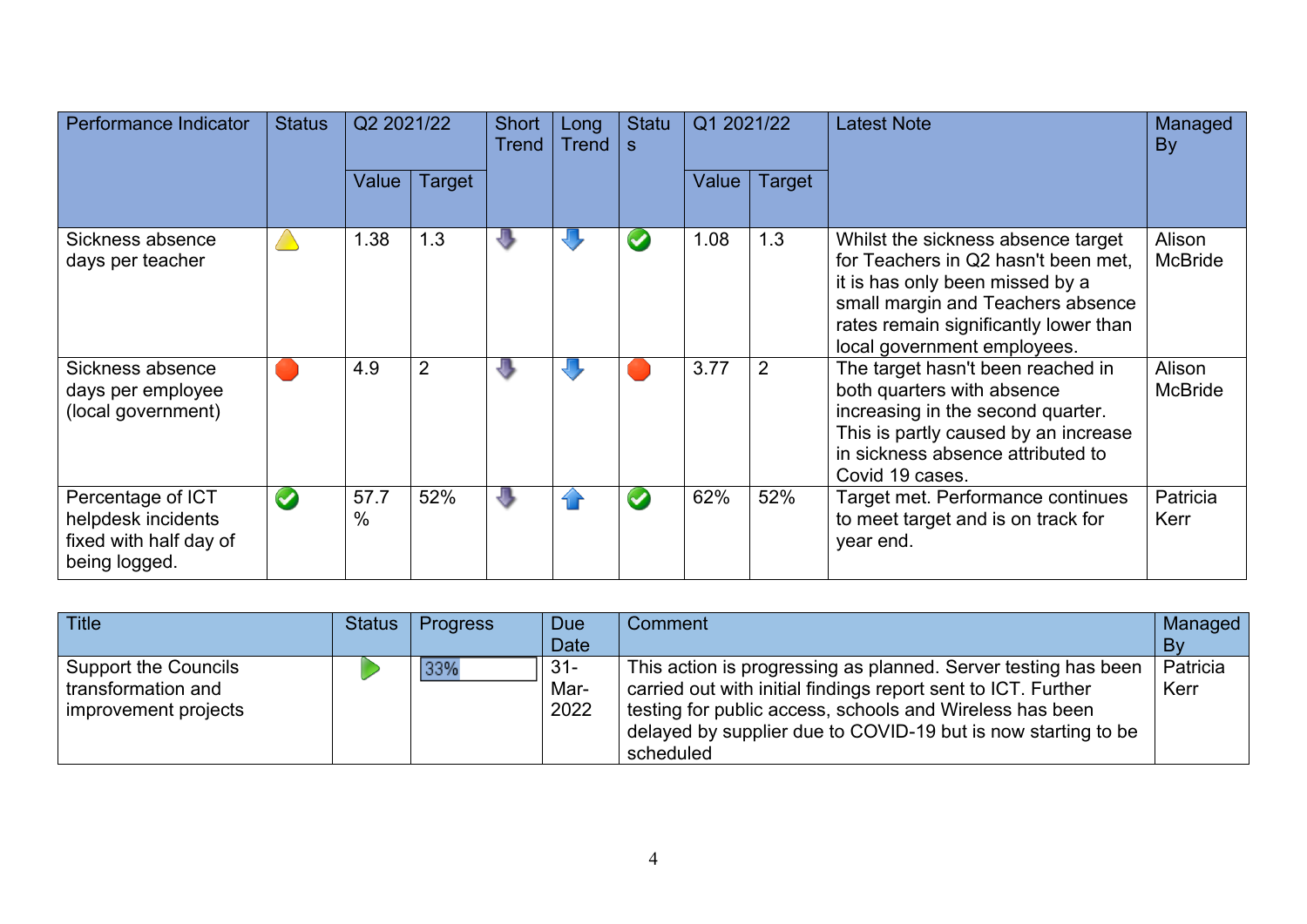| Performance Indicator | Status | Q2 2021/22 | | Short Trend | Long Trend | Status | Q1 2021/22 | | Latest Note | Managed By |
|---|---|---|---|---|---|---|---|---|---|---|
| | | Value | Target | | | | Value | Target | | |
| Sickness absence days per teacher | Warning | 1.38 | 1.3 | Down | Down | OK | 1.08 | 1.3 | Whilst the sickness absence target for Teachers in Q2 hasn't been met, it is has only been missed by a small margin and Teachers absence rates remain significantly lower than local government employees. | Alison McBride |
| Sickness absence days per employee (local government) | Alert | 4.9 | 2 | Down | Down | Alert | 3.77 | 2 | The target hasn't been reached in both quarters with absence increasing in the second quarter. This is partly caused by an increase in sickness absence attributed to Covid 19 cases. | Alison McBride |
| Percentage of ICT helpdesk incidents fixed with half day of being logged. | OK | 57.7 % | 52% | Down | Up | OK | 62% | 52% | Target met. Performance continues to meet target and is on track for year end. | Patricia Kerr |

| Title | Status | Progress | Due Date | Comment | Managed By |
|---|---|---|---|---|---|
| Support the Councils transformation and improvement projects | In progress | 33% | 31-Mar-2022 | This action is progressing as planned. Server testing has been carried out with initial findings report sent to ICT. Further testing for public access, schools and Wireless has been delayed by supplier due to COVID-19 but is now starting to be scheduled | Patricia Kerr |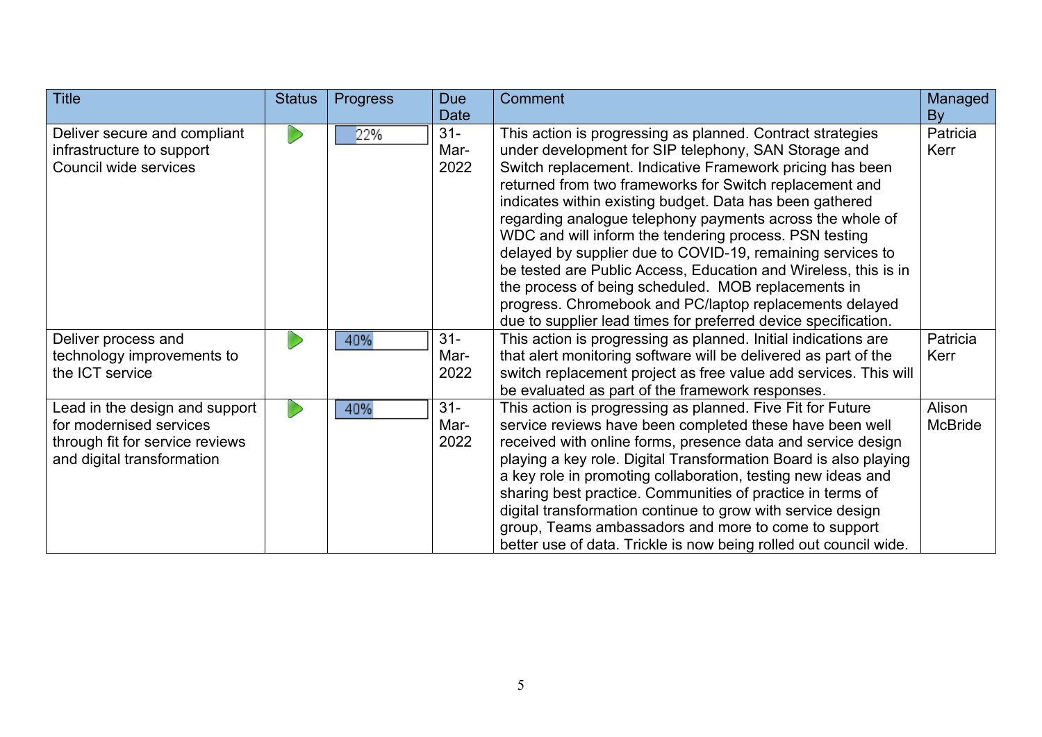| Title | Status | Progress | Due Date | Comment | Managed By |
|---|---|---|---|---|---|
| Deliver secure and compliant infrastructure to support Council wide services | | 22% | 31-Mar-2022 | This action is progressing as planned. Contract strategies under development for SIP telephony, SAN Storage and Switch replacement. Indicative Framework pricing has been returned from two frameworks for Switch replacement and indicates within existing budget. Data has been gathered regarding analogue telephony payments across the whole of WDC and will inform the tendering process. PSN testing delayed by supplier due to COVID-19, remaining services to be tested are Public Access, Education and Wireless, this is in the process of being scheduled. MOB replacements in progress. Chromebook and PC/laptop replacements delayed due to supplier lead times for preferred device specification. | Patricia Kerr |
| Deliver process and technology improvements to the ICT service | | 40% | 31-Mar-2022 | This action is progressing as planned. Initial indications are that alert monitoring software will be delivered as part of the switch replacement project as free value add services. This will be evaluated as part of the framework responses. | Patricia Kerr |
| Lead in the design and support for modernised services through fit for service reviews and digital transformation | | 40% | 31-Mar-2022 | This action is progressing as planned. Five Fit for Future service reviews have been completed these have been well received with online forms, presence data and service design playing a key role. Digital Transformation Board is also playing a key role in promoting collaboration, testing new ideas and sharing best practice. Communities of practice in terms of digital transformation continue to grow with service design group, Teams ambassadors and more to come to support better use of data. Trickle is now being rolled out council wide. | Alison McBride |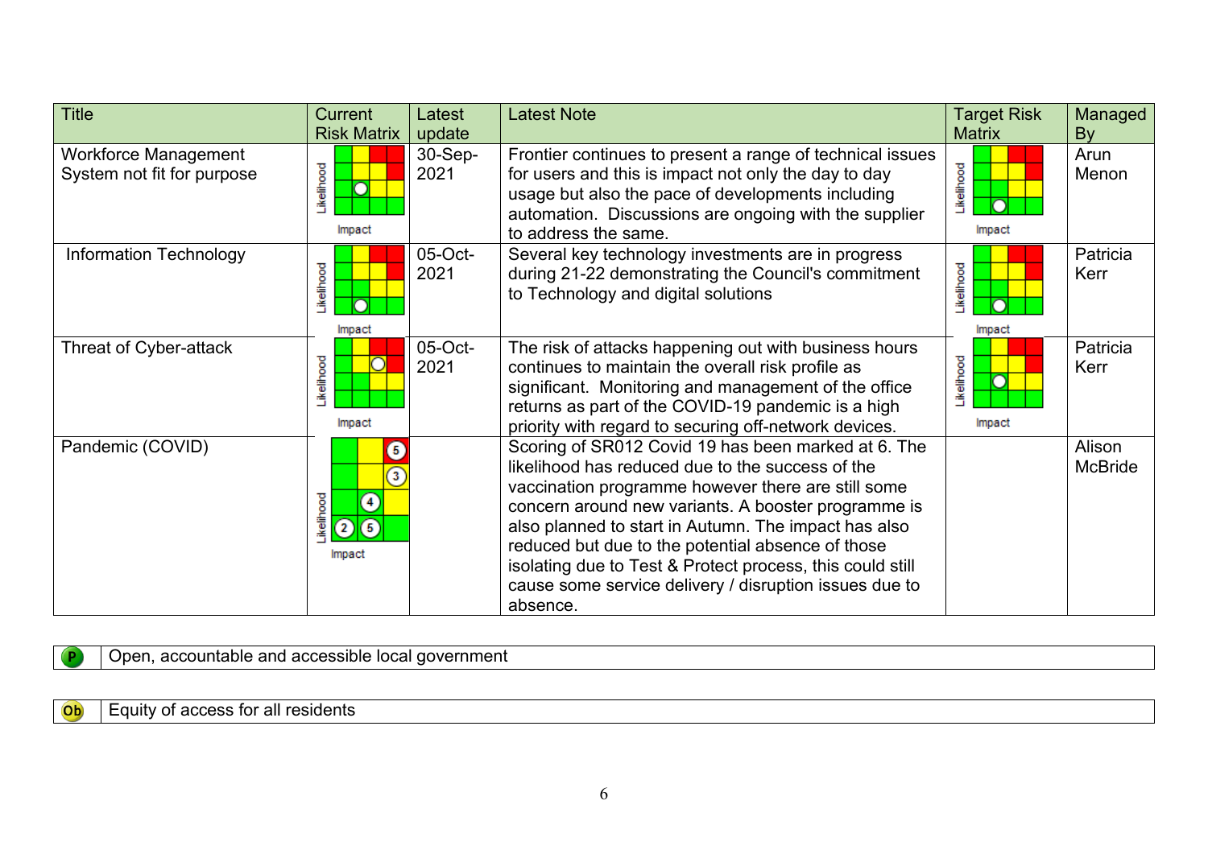| Title | Current Risk Matrix | Latest update | Latest Note | Target Risk Matrix | Managed By |
|---|---|---|---|---|---|
| Workforce Management System not fit for purpose | Likelihood / Impact | 30-Sep-2021 | Frontier continues to present a range of technical issues for users and this is impact not only the day to day usage but also the pace of developments including automation. Discussions are ongoing with the supplier to address the same. | Likelihood / Impact | Arun Menon |
| Information Technology | Likelihood / Impact | 05-Oct-2021 | Several key technology investments are in progress during 21-22 demonstrating the Council's commitment to Technology and digital solutions | Likelihood / Impact | Patricia Kerr |
| Threat of Cyber-attack | Likelihood / Impact | 05-Oct-2021 | The risk of attacks happening out with business hours continues to maintain the overall risk profile as significant. Monitoring and management of the office returns as part of the COVID-19 pandemic is a high priority with regard to securing off-network devices. | Likelihood / Impact | Patricia Kerr |
| Pandemic (COVID) | Likelihood / Impact (5, 3, 4, 2, 5) | | Scoring of SR012 Covid 19 has been marked at 6. The likelihood has reduced due to the success of the vaccination programme however there are still some concern around new variants. A booster programme is also planned to start in Autumn. The impact has also reduced but due to the potential absence of those isolating due to Test & Protect process, this could still cause some service delivery / disruption issues due to absence. | | Alison McBride |

| P | Open, accountable and accessible local government |
|---|---|

| Ob | Equity of access for all residents |
|---|---|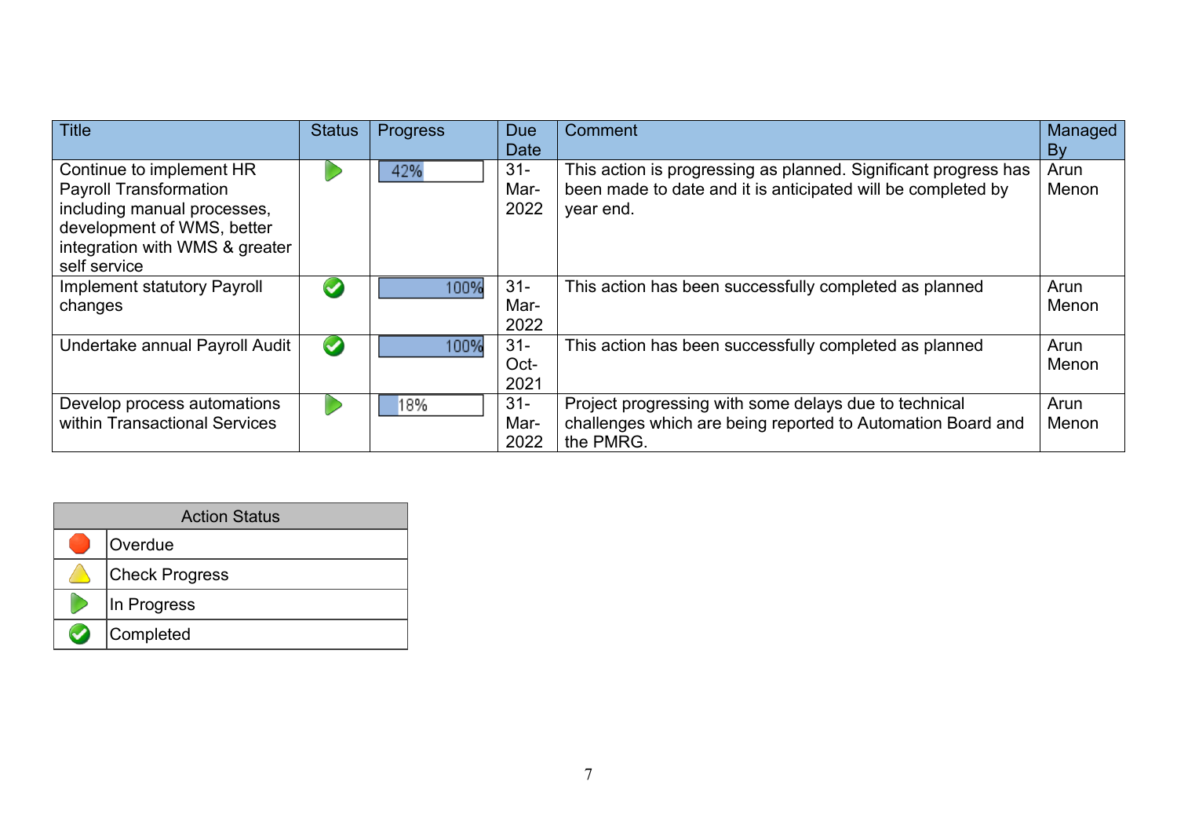| Title | Status | Progress | Due Date | Comment | Managed By |
|---|---|---|---|---|---|
| Continue to implement HR Payroll Transformation including manual processes, development of WMS, better integration with WMS & greater self service | In Progress | 42% | 31-Mar-2022 | This action is progressing as planned. Significant progress has been made to date and it is anticipated will be completed by year end. | Arun Menon |
| Implement statutory Payroll changes | Completed | 100% | 31-Mar-2022 | This action has been successfully completed as planned | Arun Menon |
| Undertake annual Payroll Audit | Completed | 100% | 31-Oct-2021 | This action has been successfully completed as planned | Arun Menon |
| Develop process automations within Transactional Services | In Progress | 18% | 31-Mar-2022 | Project progressing with some delays due to technical challenges which are being reported to Automation Board and the PMRG. | Arun Menon |

| Action Status | |
|---|---|
| 🛑 | Overdue |
| ⚠️ | Check Progress |
| ▶️ | In Progress |
| ✅ | Completed |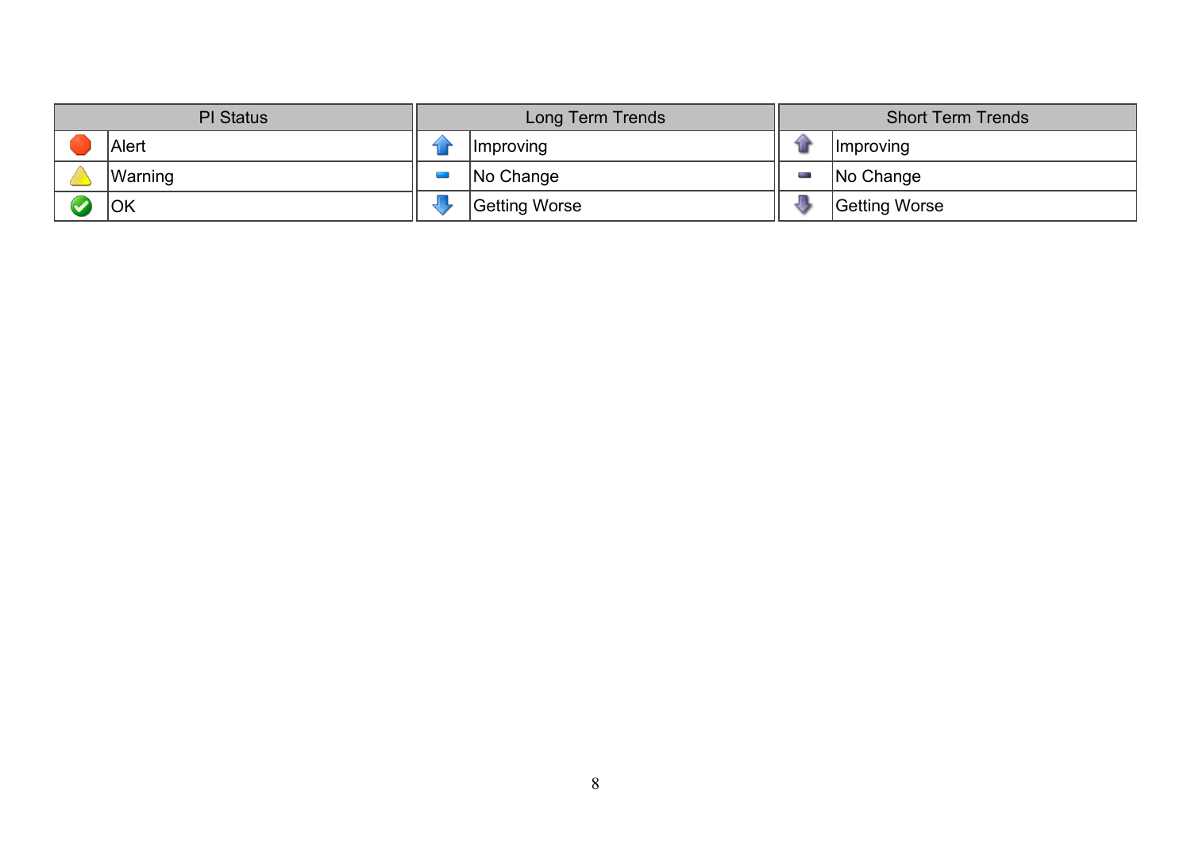| PI Status | | Long Term Trends | | Short Term Trends | |
|---|---|---|---|---|---|
| | Alert | | Improving | | Improving |
| | Warning | | No Change | | No Change |
| | OK | | Getting Worse | | Getting Worse |